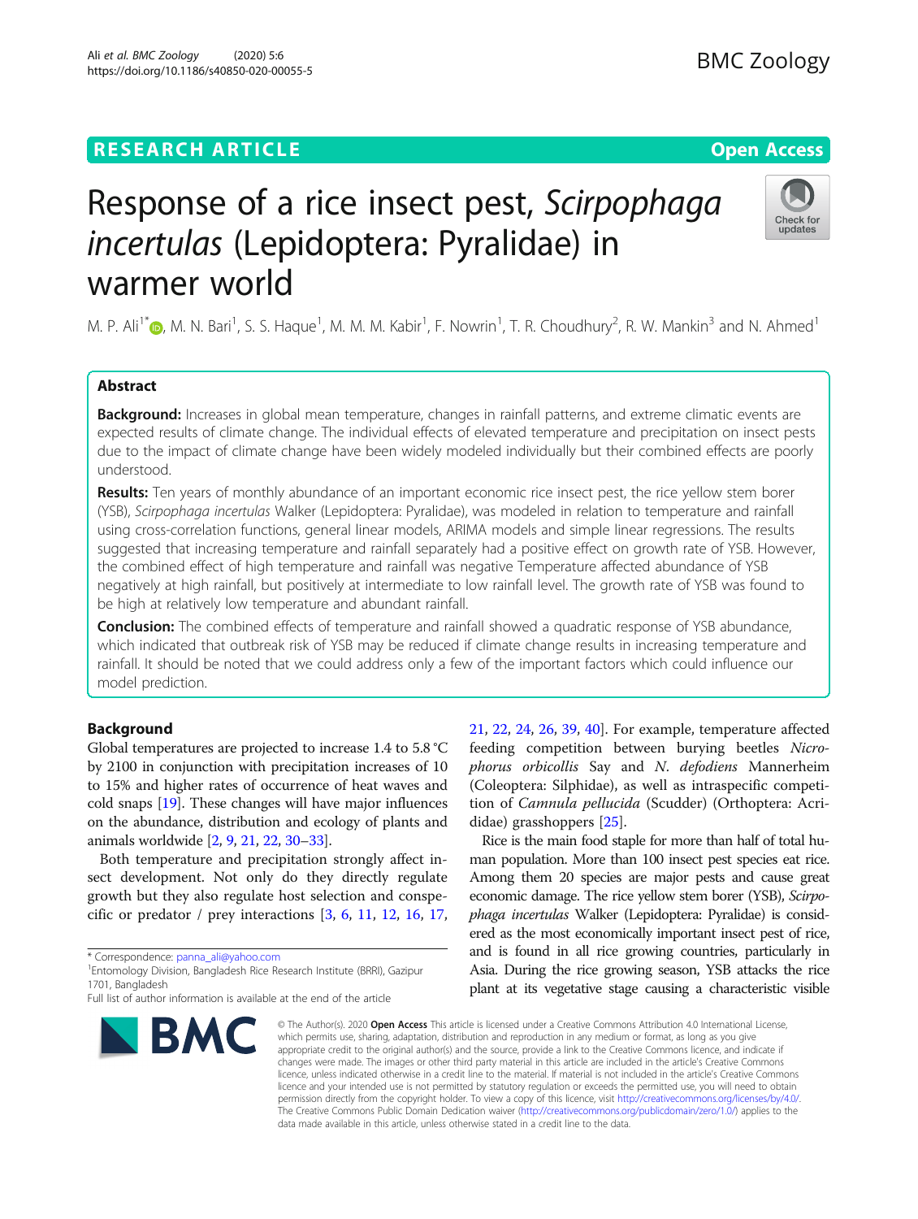RESEARCH ARTICLE

Open Access

# Response of a rice insect pest, *Scirpophaga incertulas* (Lepidoptera: Pyralidae) in warmer world

M. P. Ali[1*], M. N. Bari[1], S. S. Haque[1], M. M. M. Kabir[1], F. Nowrin[1], T. R. Choudhury[2], R. W. Mankin[3] and N. Ahmed[1]

## Abstract

**Background:** Increases in global mean temperature, changes in rainfall patterns, and extreme climatic events are expected results of climate change. The individual effects of elevated temperature and precipitation on insect pests due to the impact of climate change have been widely modeled individually but their combined effects are poorly understood.

**Results:** Ten years of monthly abundance of an important economic rice insect pest, the rice yellow stem borer (YSB), *Scirpophaga incertulas* Walker (Lepidoptera: Pyralidae), was modeled in relation to temperature and rainfall using cross-correlation functions, general linear models, ARIMA models and simple linear regressions. The results suggested that increasing temperature and rainfall separately had a positive effect on growth rate of YSB. However, the combined effect of high temperature and rainfall was negative Temperature affected abundance of YSB negatively at high rainfall, but positively at intermediate to low rainfall level. The growth rate of YSB was found to be high at relatively low temperature and abundant rainfall.

**Conclusion:** The combined effects of temperature and rainfall showed a quadratic response of YSB abundance, which indicated that outbreak risk of YSB may be reduced if climate change results in increasing temperature and rainfall. It should be noted that we could address only a few of the important factors which could influence our model prediction.

## Background

Global temperatures are projected to increase 1.4 to 5.8 °C by 2100 in conjunction with precipitation increases of 10 to 15% and higher rates of occurrence of heat waves and cold snaps [19]. These changes will have major influences on the abundance, distribution and ecology of plants and animals worldwide [2, 9, 21, 22, 30–33].

Both temperature and precipitation strongly affect insect development. Not only do they directly regulate growth but they also regulate host selection and conspecific or predator / prey interactions [3, 6, 11, 12, 16, 17, 21, 22, 24, 26, 39, 40]. For example, temperature affected feeding competition between burying beetles *Nicrophorus orbicollis* Say and *N. defodiens* Mannerheim (Coleoptera: Silphidae), as well as intraspecific competition of *Camnula pellucida* (Scudder) (Orthoptera: Acrididae) grasshoppers [25].

Rice is the main food staple for more than half of total human population. More than 100 insect pest species eat rice. Among them 20 species are major pests and cause great economic damage. The rice yellow stem borer (YSB), *Scirpophaga incertulas* Walker (Lepidoptera: Pyralidae) is considered as the most economically important insect pest of rice, and is found in all rice growing countries, particularly in Asia. During the rice growing season, YSB attacks the rice plant at its vegetative stage causing a characteristic visible

\* Correspondence: panna_ali@yahoo.com
[1]Entomology Division, Bangladesh Rice Research Institute (BRRI), Gazipur 1701, Bangladesh
Full list of author information is available at the end of the article

© The Author(s). 2020 **Open Access** This article is licensed under a Creative Commons Attribution 4.0 International License, which permits use, sharing, adaptation, distribution and reproduction in any medium or format, as long as you give appropriate credit to the original author(s) and the source, provide a link to the Creative Commons licence, and indicate if changes were made. The images or other third party material in this article are included in the article's Creative Commons licence, unless indicated otherwise in a credit line to the material. If material is not included in the article's Creative Commons licence and your intended use is not permitted by statutory regulation or exceeds the permitted use, you will need to obtain permission directly from the copyright holder. To view a copy of this licence, visit http://creativecommons.org/licenses/by/4.0/. The Creative Commons Public Domain Dedication waiver (http://creativecommons.org/publicdomain/zero/1.0/) applies to the data made available in this article, unless otherwise stated in a credit line to the data.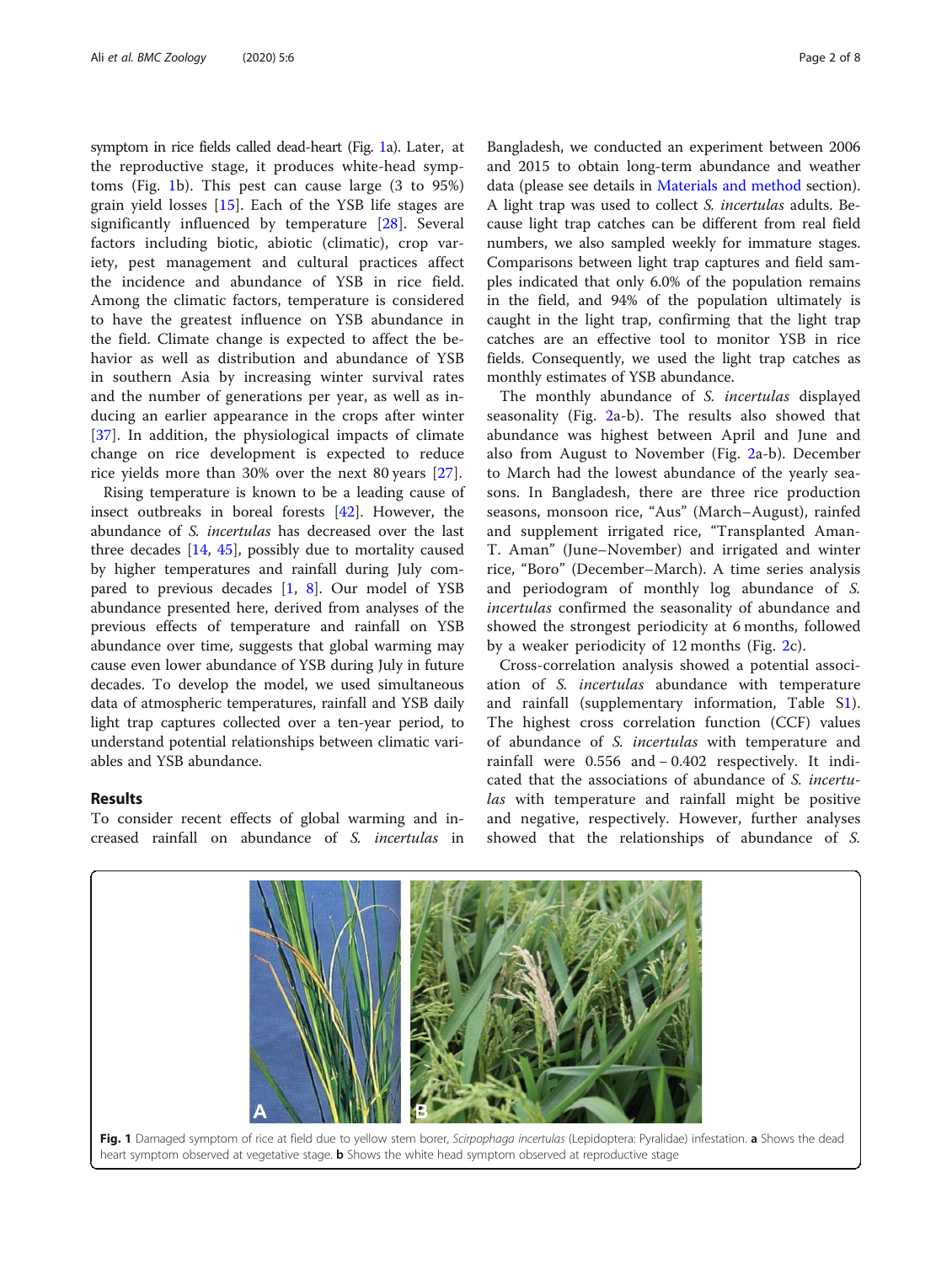symptom in rice fields called dead-heart (Fig. 1a). Later, at the reproductive stage, it produces white-head symptoms (Fig. 1b). This pest can cause large (3 to 95%) grain yield losses [15]. Each of the YSB life stages are significantly influenced by temperature [28]. Several factors including biotic, abiotic (climatic), crop variety, pest management and cultural practices affect the incidence and abundance of YSB in rice field. Among the climatic factors, temperature is considered to have the greatest influence on YSB abundance in the field. Climate change is expected to affect the behavior as well as distribution and abundance of YSB in southern Asia by increasing winter survival rates and the number of generations per year, as well as inducing an earlier appearance in the crops after winter [37]. In addition, the physiological impacts of climate change on rice development is expected to reduce rice yields more than 30% over the next 80 years [27].

Rising temperature is known to be a leading cause of insect outbreaks in boreal forests [42]. However, the abundance of *S. incertulas* has decreased over the last three decades [14, 45], possibly due to mortality caused by higher temperatures and rainfall during July compared to previous decades [1, 8]. Our model of YSB abundance presented here, derived from analyses of the previous effects of temperature and rainfall on YSB abundance over time, suggests that global warming may cause even lower abundance of YSB during July in future decades. To develop the model, we used simultaneous data of atmospheric temperatures, rainfall and YSB daily light trap captures collected over a ten-year period, to understand potential relationships between climatic variables and YSB abundance.

## Results

To consider recent effects of global warming and increased rainfall on abundance of *S. incertulas* in Bangladesh, we conducted an experiment between 2006 and 2015 to obtain long-term abundance and weather data (please see details in Materials and method section). A light trap was used to collect *S. incertulas* adults. Because light trap catches can be different from real field numbers, we also sampled weekly for immature stages. Comparisons between light trap captures and field samples indicated that only 6.0% of the population remains in the field, and 94% of the population ultimately is caught in the light trap, confirming that the light trap catches are an effective tool to monitor YSB in rice fields. Consequently, we used the light trap catches as monthly estimates of YSB abundance.

The monthly abundance of *S. incertulas* displayed seasonality (Fig. 2a-b). The results also showed that abundance was highest between April and June and also from August to November (Fig. 2a-b). December to March had the lowest abundance of the yearly seasons. In Bangladesh, there are three rice production seasons, monsoon rice, "Aus" (March–August), rainfed and supplement irrigated rice, "Transplanted Aman-T. Aman" (June–November) and irrigated and winter rice, "Boro" (December–March). A time series analysis and periodogram of monthly log abundance of *S. incertulas* confirmed the seasonality of abundance and showed the strongest periodicity at 6 months, followed by a weaker periodicity of 12 months (Fig. 2c).

Cross-correlation analysis showed a potential association of *S. incertulas* abundance with temperature and rainfall (supplementary information, Table S1). The highest cross correlation function (CCF) values of abundance of *S. incertulas* with temperature and rainfall were 0.556 and − 0.402 respectively. It indicated that the associations of abundance of *S. incertulas* with temperature and rainfall might be positive and negative, respectively. However, further analyses showed that the relationships of abundance of *S.*

**Fig. 1** Damaged symptom of rice at field due to yellow stem borer, *Scirpophaga incertulas* (Lepidoptera: Pyralidae) infestation. **a** Shows the dead heart symptom observed at vegetative stage. **b** Shows the white head symptom observed at reproductive stage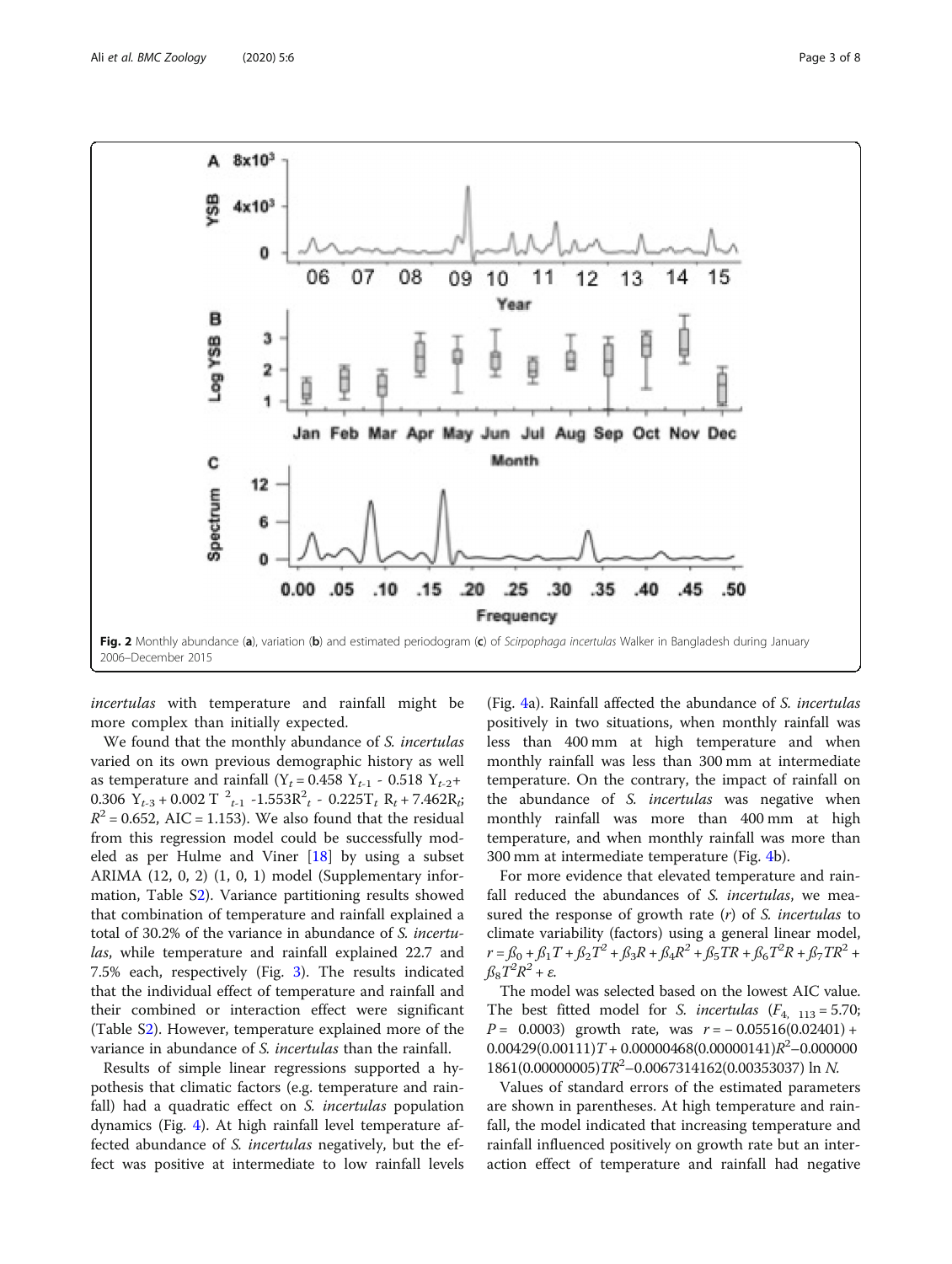Fig. 2 Monthly abundance (**a**), variation (**b**) and estimated periodogram (**c**) of *Scirpophaga incertulas* Walker in Bangladesh during January 2006–December 2015

*incertulas* with temperature and rainfall might be more complex than initially expected.

We found that the monthly abundance of *S. incertulas* varied on its own previous demographic history as well as temperature and rainfall ($Y_t = 0.458\ Y_{t-1} - 0.518\ Y_{t-2} + 0.306\ Y_{t-3} + 0.002\ T^2_{t-1} - 1.553R^2_t - 0.225T_t\ R_t + 7.462R_t$; $R^2 = 0.652$, AIC = 1.153). We also found that the residual from this regression model could be successfully modeled as per Hulme and Viner [18] by using a subset ARIMA (12, 0, 2) (1, 0, 1) model (Supplementary information, Table S2). Variance partitioning results showed that combination of temperature and rainfall explained a total of 30.2% of the variance in abundance of *S. incertulas*, while temperature and rainfall explained 22.7 and 7.5% each, respectively (Fig. 3). The results indicated that the individual effect of temperature and rainfall and their combined or interaction effect were significant (Table S2). However, temperature explained more of the variance in abundance of *S. incertulas* than the rainfall.

Results of simple linear regressions supported a hypothesis that climatic factors (e.g. temperature and rainfall) had a quadratic effect on *S. incertulas* population dynamics (Fig. 4). At high rainfall level temperature affected abundance of *S. incertulas* negatively, but the effect was positive at intermediate to low rainfall levels (Fig. 4a). Rainfall affected the abundance of *S. incertulas* positively in two situations, when monthly rainfall was less than 400 mm at high temperature and when monthly rainfall was less than 300 mm at intermediate temperature. On the contrary, the impact of rainfall on the abundance of *S. incertulas* was negative when monthly rainfall was more than 400 mm at high temperature, and when monthly rainfall was more than 300 mm at intermediate temperature (Fig. 4b).

For more evidence that elevated temperature and rainfall reduced the abundances of *S. incertulas*, we measured the response of growth rate ($r$) of *S. incertulas* to climate variability (factors) using a general linear model, $r = \beta_0 + \beta_1 T + \beta_2 T^2 + \beta_3 R + \beta_4 R^2 + \beta_5 TR + \beta_6 T^2 R + \beta_7 TR^2 + \beta_8 T^2 R^2 + \varepsilon$.

The model was selected based on the lowest AIC value. The best fitted model for *S. incertulas* ($F_{4,\ 113} = 5.70$; $P = 0.0003$) growth rate, was $r = -0.05516(0.02401) + 0.00429(0.00111)T + 0.00000468(0.00000141)R^2 - 0.0000001861(0.00000005)TR^2 - 0.0067314162(0.00353037)\ \ln N$.

Values of standard errors of the estimated parameters are shown in parentheses. At high temperature and rainfall, the model indicated that increasing temperature and rainfall influenced positively on growth rate but an interaction effect of temperature and rainfall had negative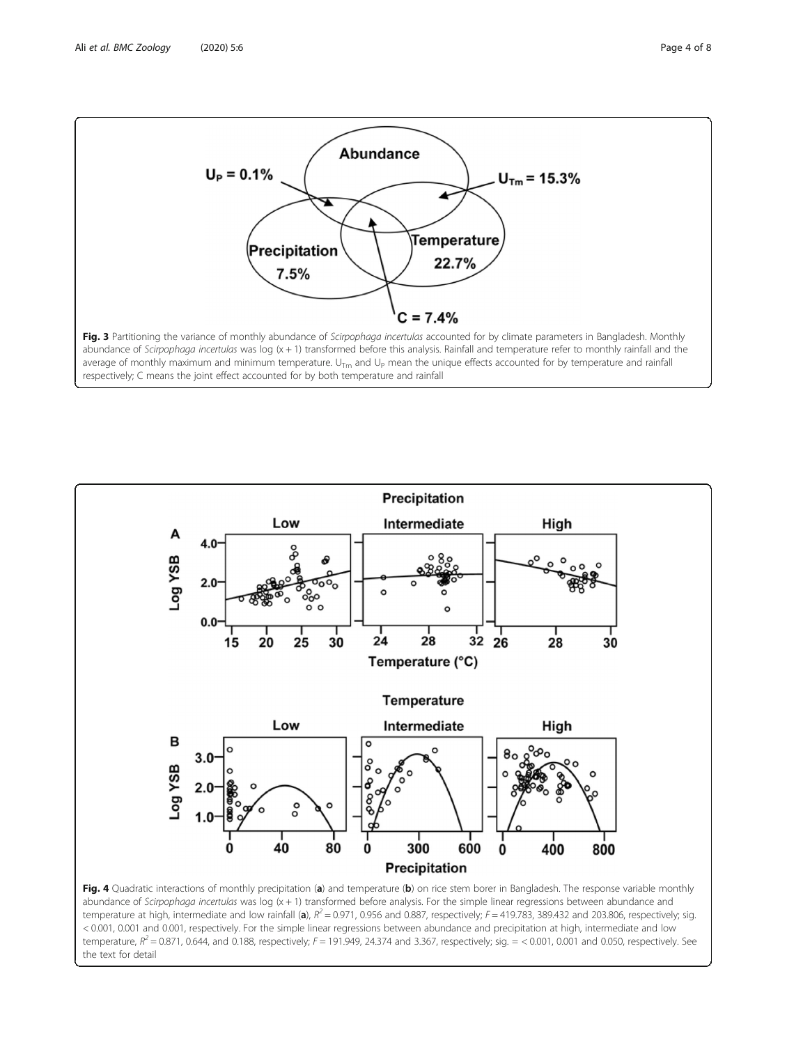**Fig. 3** Partitioning the variance of monthly abundance of *Scirpophaga incertulas* accounted for by climate parameters in Bangladesh. Monthly abundance of *Scirpophaga incertulas* was log (x + 1) transformed before this analysis. Rainfall and temperature refer to monthly rainfall and the average of monthly maximum and minimum temperature. $U_{Tm}$ and $U_P$ mean the unique effects accounted for by temperature and rainfall respectively; C means the joint effect accounted for by both temperature and rainfall

**Fig. 4** Quadratic interactions of monthly precipitation (**a**) and temperature (**b**) on rice stem borer in Bangladesh. The response variable monthly abundance of *Scirpophaga incertulas* was log (x + 1) transformed before analysis. For the simple linear regressions between abundance and temperature at high, intermediate and low rainfall (**a**), $R^2 = 0.971$, 0.956 and 0.887, respectively; $F = 419.783$, 389.432 and 203.806, respectively; sig. < 0.001, 0.001 and 0.001, respectively. For the simple linear regressions between abundance and precipitation at high, intermediate and low temperature, $R^2 = 0.871$, 0.644, and 0.188, respectively; $F = 191.949$, 24.374 and 3.367, respectively; sig. = < 0.001, 0.001 and 0.050, respectively. See the text for detail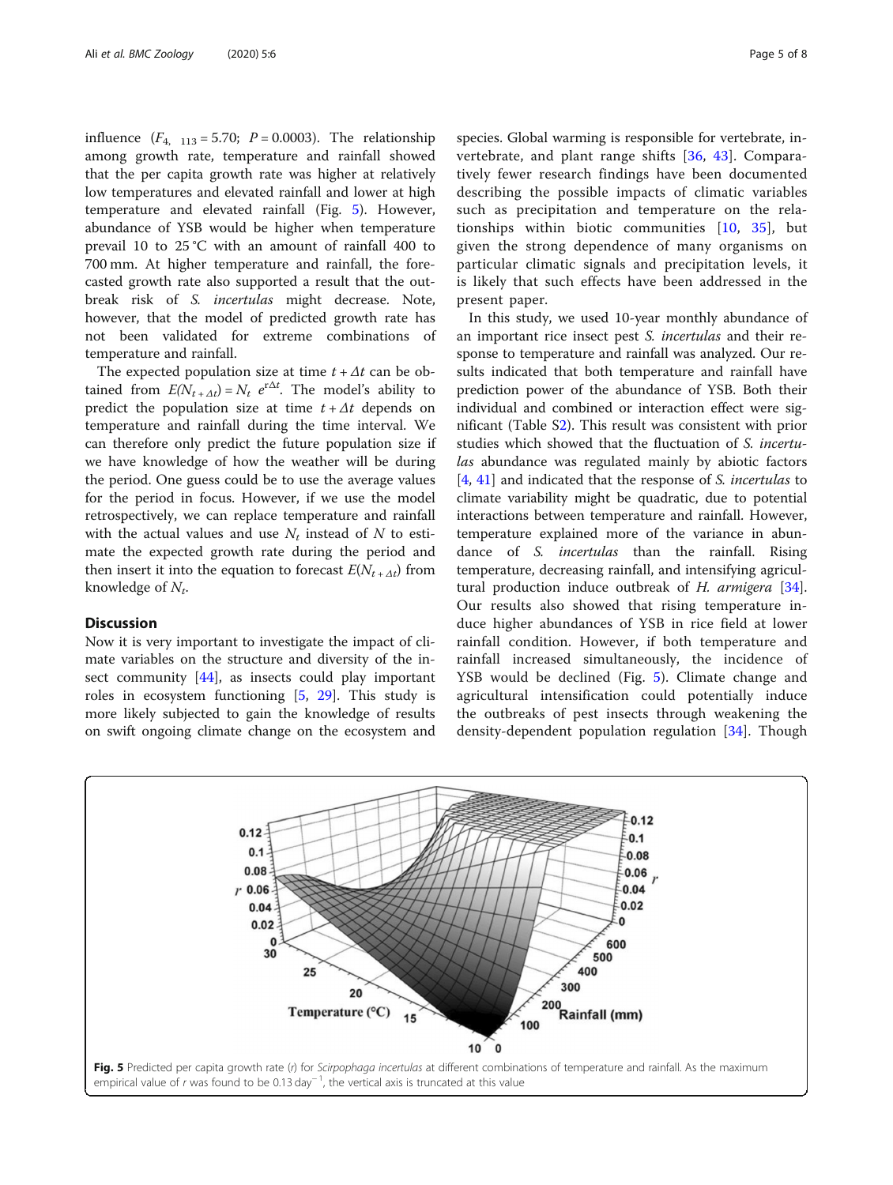influence ($F_{4,\ 113} = 5.70$; $P = 0.0003$). The relationship among growth rate, temperature and rainfall showed that the per capita growth rate was higher at relatively low temperatures and elevated rainfall and lower at high temperature and elevated rainfall (Fig. 5). However, abundance of YSB would be higher when temperature prevail 10 to 25 °C with an amount of rainfall 400 to 700 mm. At higher temperature and rainfall, the forecasted growth rate also supported a result that the outbreak risk of *S. incertulas* might decrease. Note, however, that the model of predicted growth rate has not been validated for extreme combinations of temperature and rainfall.

The expected population size at time $t + \Delta t$ can be obtained from $E(N_{t+\Delta t}) = N_t\ e^{r\Delta t}$. The model's ability to predict the population size at time $t + \Delta t$ depends on temperature and rainfall during the time interval. We can therefore only predict the future population size if we have knowledge of how the weather will be during the period. One guess could be to use the average values for the period in focus. However, if we use the model retrospectively, we can replace temperature and rainfall with the actual values and use $N_t$ instead of $N$ to estimate the expected growth rate during the period and then insert it into the equation to forecast $E(N_{t+\Delta t})$ from knowledge of $N_t$.

## Discussion

Now it is very important to investigate the impact of climate variables on the structure and diversity of the insect community [44], as insects could play important roles in ecosystem functioning [5, 29]. This study is more likely subjected to gain the knowledge of results on swift ongoing climate change on the ecosystem and species. Global warming is responsible for vertebrate, invertebrate, and plant range shifts [36, 43]. Comparatively fewer research findings have been documented describing the possible impacts of climatic variables such as precipitation and temperature on the relationships within biotic communities [10, 35], but given the strong dependence of many organisms on particular climatic signals and precipitation levels, it is likely that such effects have been addressed in the present paper.

In this study, we used 10-year monthly abundance of an important rice insect pest *S. incertulas* and their response to temperature and rainfall was analyzed. Our results indicated that both temperature and rainfall have prediction power of the abundance of YSB. Both their individual and combined or interaction effect were significant (Table S2). This result was consistent with prior studies which showed that the fluctuation of *S. incertulas* abundance was regulated mainly by abiotic factors [4, 41] and indicated that the response of *S. incertulas* to climate variability might be quadratic, due to potential interactions between temperature and rainfall. However, temperature explained more of the variance in abundance of *S. incertulas* than the rainfall. Rising temperature, decreasing rainfall, and intensifying agricultural production induce outbreak of *H. armigera* [34]. Our results also showed that rising temperature induce higher abundances of YSB in rice field at lower rainfall condition. However, if both temperature and rainfall increased simultaneously, the incidence of YSB would be declined (Fig. 5). Climate change and agricultural intensification could potentially induce the outbreaks of pest insects through weakening the density-dependent population regulation [34]. Though

**Fig. 5** Predicted per capita growth rate (*r*) for *Scirpophaga incertulas* at different combinations of temperature and rainfall. As the maximum empirical value of *r* was found to be 0.13 day$^{-1}$, the vertical axis is truncated at this value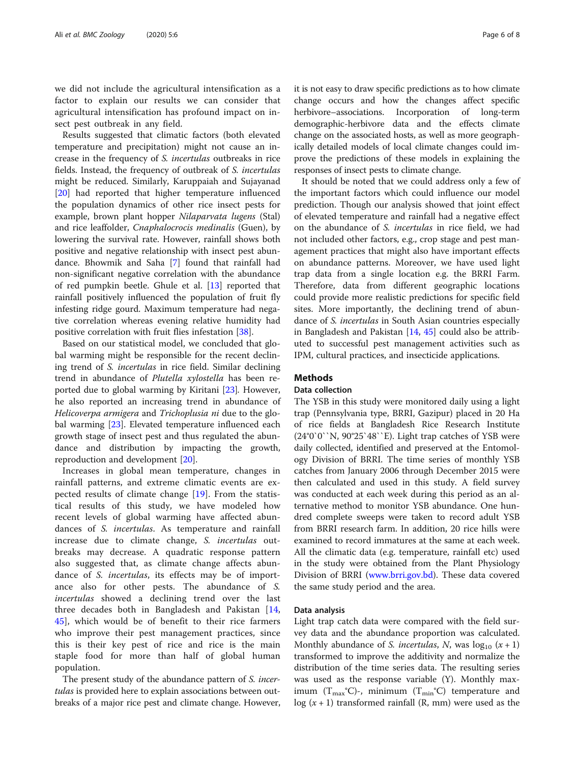we did not include the agricultural intensification as a factor to explain our results we can consider that agricultural intensification has profound impact on insect pest outbreak in any field.

Results suggested that climatic factors (both elevated temperature and precipitation) might not cause an increase in the frequency of *S. incertulas* outbreaks in rice fields. Instead, the frequency of outbreak of *S. incertulas* might be reduced. Similarly, Karuppaiah and Sujayanad [20] had reported that higher temperature influenced the population dynamics of other rice insect pests for example, brown plant hopper *Nilaparvata lugens* (Stal) and rice leaffolder, *Cnaphalocrocis medinalis* (Guen), by lowering the survival rate. However, rainfall shows both positive and negative relationship with insect pest abundance. Bhowmik and Saha [7] found that rainfall had non-significant negative correlation with the abundance of red pumpkin beetle. Ghule et al. [13] reported that rainfall positively influenced the population of fruit fly infesting ridge gourd. Maximum temperature had negative correlation whereas evening relative humidity had positive correlation with fruit flies infestation [38].

Based on our statistical model, we concluded that global warming might be responsible for the recent declining trend of *S. incertulas* in rice field. Similar declining trend in abundance of *Plutella xylostella* has been reported due to global warming by Kiritani [23]. However, he also reported an increasing trend in abundance of *Helicoverpa armigera* and *Trichoplusia ni* due to the global warming [23]. Elevated temperature influenced each growth stage of insect pest and thus regulated the abundance and distribution by impacting the growth, reproduction and development [20].

Increases in global mean temperature, changes in rainfall patterns, and extreme climatic events are expected results of climate change [19]. From the statistical results of this study, we have modeled how recent levels of global warming have affected abundances of *S. incertulas*. As temperature and rainfall increase due to climate change, *S. incertulas* outbreaks may decrease. A quadratic response pattern also suggested that, as climate change affects abundance of *S. incertulas*, its effects may be of importance also for other pests. The abundance of *S. incertulas* showed a declining trend over the last three decades both in Bangladesh and Pakistan [14, 45], which would be of benefit to their rice farmers who improve their pest management practices, since this is their key pest of rice and rice is the main staple food for more than half of global human population.

The present study of the abundance pattern of *S. incertulas* is provided here to explain associations between outbreaks of a major rice pest and climate change. However, it is not easy to draw specific predictions as to how climate change occurs and how the changes affect specific herbivore–associations. Incorporation of long-term demographic-herbivore data and the effects climate change on the associated hosts, as well as more geographically detailed models of local climate changes could improve the predictions of these models in explaining the responses of insect pests to climate change.

It should be noted that we could address only a few of the important factors which could influence our model prediction. Though our analysis showed that joint effect of elevated temperature and rainfall had a negative effect on the abundance of *S. incertulas* in rice field, we had not included other factors, e.g., crop stage and pest management practices that might also have important effects on abundance patterns. Moreover, we have used light trap data from a single location e.g. the BRRI Farm. Therefore, data from different geographic locations could provide more realistic predictions for specific field sites. More importantly, the declining trend of abundance of *S. incertulas* in South Asian countries especially in Bangladesh and Pakistan [14, 45] could also be attributed to successful pest management activities such as IPM, cultural practices, and insecticide applications.

## Methods

### Data collection

The YSB in this study were monitored daily using a light trap (Pennsylvania type, BRRI, Gazipur) placed in 20 Ha of rice fields at Bangladesh Rice Research Institute (24°0`0``N, 90°25`48``E). Light trap catches of YSB were daily collected, identified and preserved at the Entomology Division of BRRI. The time series of monthly YSB catches from January 2006 through December 2015 were then calculated and used in this study. A field survey was conducted at each week during this period as an alternative method to monitor YSB abundance. One hundred complete sweeps were taken to record adult YSB from BRRI research farm. In addition, 20 rice hills were examined to record immatures at the same at each week. All the climatic data (e.g. temperature, rainfall etc) used in the study were obtained from the Plant Physiology Division of BRRI (www.brri.gov.bd). These data covered the same study period and the area.

### Data analysis

Light trap catch data were compared with the field survey data and the abundance proportion was calculated. Monthly abundance of *S. incertulas*, *N*, was $\log_{10}(x + 1)$ transformed to improve the additivity and normalize the distribution of the time series data. The resulting series was used as the response variable (Y). Monthly maximum ($T_{max}$°C)-, minimum ($T_{min}$°C) temperature and $\log(x + 1)$ transformed rainfall (R, mm) were used as the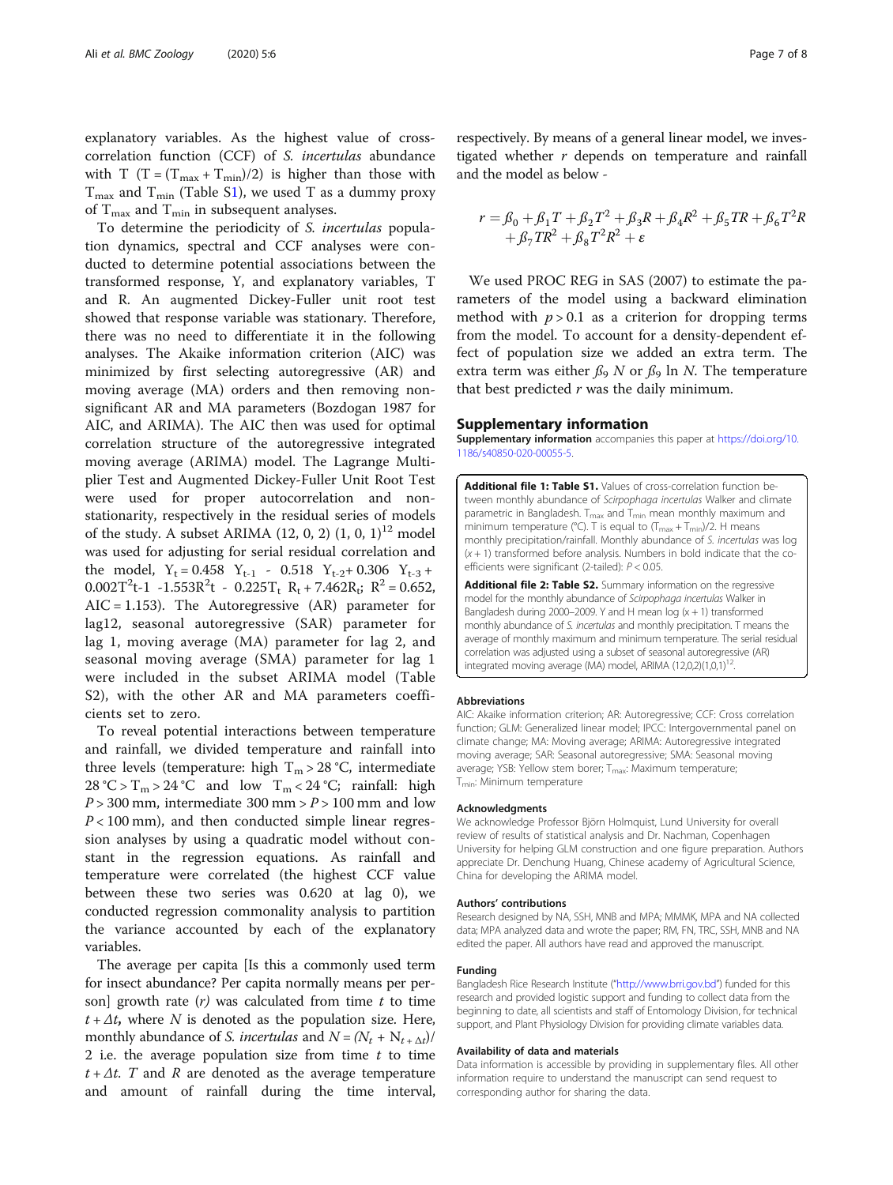explanatory variables. As the highest value of cross-correlation function (CCF) of *S. incertulas* abundance with T ($T = (T_{max} + T_{min})/2$) is higher than those with $T_{max}$ and $T_{min}$ (Table S1), we used T as a dummy proxy of $T_{max}$ and $T_{min}$ in subsequent analyses.

To determine the periodicity of *S. incertulas* population dynamics, spectral and CCF analyses were conducted to determine potential associations between the transformed response, Y, and explanatory variables, T and R. An augmented Dickey-Fuller unit root test showed that response variable was stationary. Therefore, there was no need to differentiate it in the following analyses. The Akaike information criterion (AIC) was minimized by first selecting autoregressive (AR) and moving average (MA) orders and then removing non-significant AR and MA parameters (Bozdogan 1987 for AIC, and ARIMA). The AIC then was used for optimal correlation structure of the autoregressive integrated moving average (ARIMA) model. The Lagrange Multiplier Test and Augmented Dickey-Fuller Unit Root Test were used for proper autocorrelation and non-stationarity, respectively in the residual series of models of the study. A subset ARIMA $(12, 0, 2)(1, 0, 1)^{12}$ model was used for adjusting for serial residual correlation and the model, $Y_t = 0.458\ Y_{t-1} - 0.518\ Y_{t-2} + 0.306\ Y_{t-3} + 0.002T^2t\text{-}1\ -1.553R^2t\ -\ 0.225T_t\ R_t + 7.462R_t$; $R^2 = 0.652$, $AIC = 1.153$). The Autoregressive (AR) parameter for lag12, seasonal autoregressive (SAR) parameter for lag 1, moving average (MA) parameter for lag 2, and seasonal moving average (SMA) parameter for lag 1 were included in the subset ARIMA model (Table S2), with the other AR and MA parameters coefficients set to zero.

To reveal potential interactions between temperature and rainfall, we divided temperature and rainfall into three levels (temperature: high $T_m > 28\ °C$, intermediate $28\ °C > T_m > 24\ °C$ and low $T_m < 24\ °C$; rainfall: high $P > 300$ mm, intermediate $300\ mm > P > 100$ mm and low $P < 100$ mm), and then conducted simple linear regression analyses by using a quadratic model without constant in the regression equations. As rainfall and temperature were correlated (the highest CCF value between these two series was 0.620 at lag 0), we conducted regression commonality analysis to partition the variance accounted by each of the explanatory variables.

The average per capita [Is this a commonly used term for insect abundance? Per capita normally means per person] growth rate (*r*) was calculated from time *t* to time $t + \Delta t$, where *N* is denoted as the population size. Here, monthly abundance of *S. incertulas* and $N = (N_t + N_{t+\Delta t})/2$ i.e. the average population size from time *t* to time $t + \Delta t$. *T* and *R* are denoted as the average temperature and amount of rainfall during the time interval, respectively. By means of a general linear model, we investigated whether *r* depends on temperature and rainfall and the model as below -

$$r = \beta_0 + \beta_1 T + \beta_2 T^2 + \beta_3 R + \beta_4 R^2 + \beta_5 TR + \beta_6 T^2 R + \beta_7 TR^2 + \beta_8 T^2 R^2 + \varepsilon$$

We used PROC REG in SAS (2007) to estimate the parameters of the model using a backward elimination method with $p > 0.1$ as a criterion for dropping terms from the model. To account for a density-dependent effect of population size we added an extra term. The extra term was either $\beta_9\ N$ or $\beta_9 \ln N$. The temperature that best predicted *r* was the daily minimum.

## Supplementary information

**Supplementary information** accompanies this paper at https://doi.org/10.1186/s40850-020-00055-5.

**Additional file 1: Table S1.** Values of cross-correlation function between monthly abundance of *Scirpophaga incertulas* Walker and climate parametric in Bangladesh. $T_{max}$ and $T_{min}$ mean monthly maximum and minimum temperature (°C). T is equal to $(T_{max} + T_{min})/2$. H means monthly precipitation/rainfall. Monthly abundance of *S. incertulas* was log $(x + 1)$ transformed before analysis. Numbers in bold indicate that the coefficients were significant (2-tailed): $P < 0.05$.

**Additional file 2: Table S2.** Summary information on the regressive model for the monthly abundance of *Scirpophaga incertulas* Walker in Bangladesh during 2000–2009. Y and H mean log $(x + 1)$ transformed monthly abundance of *S. incertulas* and monthly precipitation. T means the average of monthly maximum and minimum temperature. The serial residual correlation was adjusted using a subset of seasonal autoregressive (AR) integrated moving average (MA) model, ARIMA $(12,0,2)(1,0,1)^{12}$.

### Abbreviations

AIC: Akaike information criterion; AR: Autoregressive; CCF: Cross correlation function; GLM: Generalized linear model; IPCC: Intergovernmental panel on climate change; MA: Moving average; ARIMA: Autoregressive integrated moving average; SAR: Seasonal autoregressive; SMA: Seasonal moving average; YSB: Yellow stem borer; $T_{max}$: Maximum temperature; $T_{min}$: Minimum temperature

### Acknowledgments

We acknowledge Professor Björn Holmquist, Lund University for overall review of results of statistical analysis and Dr. Nachman, Copenhagen University for helping GLM construction and one figure preparation. Authors appreciate Dr. Denchung Huang, Chinese academy of Agricultural Science, China for developing the ARIMA model.

### Authors' contributions

Research designed by NA, SSH, MNB and MPA; MMMK, MPA and NA collected data; MPA analyzed data and wrote the paper; RM, FN, TRC, SSH, MNB and NA edited the paper. All authors have read and approved the manuscript.

### Funding

Bangladesh Rice Research Institute ("http://www.brri.gov.bd") funded for this research and provided logistic support and funding to collect data from the beginning to date, all scientists and staff of Entomology Division, for technical support, and Plant Physiology Division for providing climate variables data.

### Availability of data and materials

Data information is accessible by providing in supplementary files. All other information require to understand the manuscript can send request to corresponding author for sharing the data.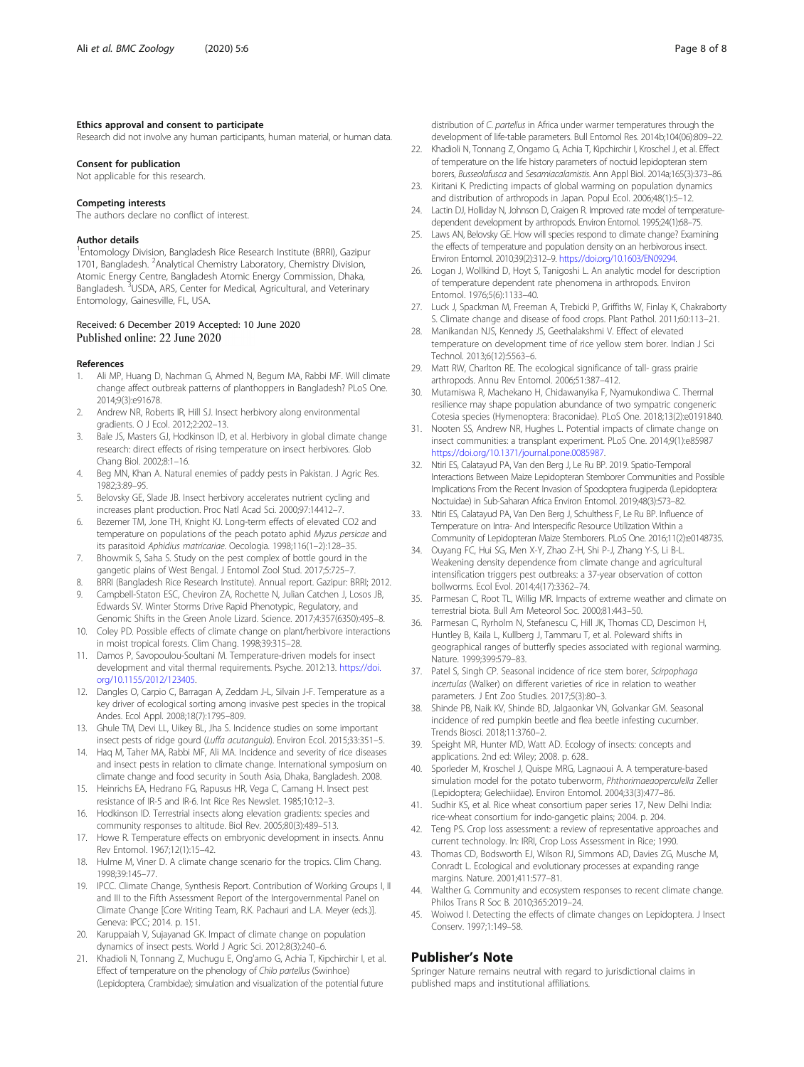### Ethics approval and consent to participate

Research did not involve any human participants, human material, or human data.

### Consent for publication

Not applicable for this research.

### Competing interests

The authors declare no conflict of interest.

### Author details

[1]Entomology Division, Bangladesh Rice Research Institute (BRRI), Gazipur 1701, Bangladesh. [2]Analytical Chemistry Laboratory, Chemistry Division, Atomic Energy Centre, Bangladesh Atomic Energy Commission, Dhaka, Bangladesh. [3]USDA, ARS, Center for Medical, Agricultural, and Veterinary Entomology, Gainesville, FL, USA.

Received: 6 December 2019 Accepted: 10 June 2020
Published online: 22 June 2020

### References

1. Ali MP, Huang D, Nachman G, Ahmed N, Begum MA, Rabbi MF. Will climate change affect outbreak patterns of planthoppers in Bangladesh? PLoS One. 2014;9(3):e91678.
2. Andrew NR, Roberts IR, Hill SJ. Insect herbivory along environmental gradients. O J Ecol. 2012;2:202–13.
3. Bale JS, Masters GJ, Hodkinson ID, et al. Herbivory in global climate change research: direct effects of rising temperature on insect herbivores. Glob Chang Biol. 2002;8:1–16.
4. Beg MN, Khan A. Natural enemies of paddy pests in Pakistan. J Agric Res. 1982;3:89–95.
5. Belovsky GE, Slade JB. Insect herbivory accelerates nutrient cycling and increases plant production. Proc Natl Acad Sci. 2000;97:14412–7.
6. Bezemer TM, Jone TH, Knight KJ. Long-term effects of elevated CO2 and temperature on populations of the peach potato aphid *Myzus persicae* and its parasitoid *Aphidius matricariae*. Oecologia. 1998;116(1–2):128–35.
7. Bhowmik S, Saha S. Study on the pest complex of bottle gourd in the gangetic plains of West Bengal. J Entomol Zool Stud. 2017;5:725–7.
8. BRRI (Bangladesh Rice Research Institute). Annual report. Gazipur: BRRI; 2012.
9. Campbell-Staton ESC, Cheviron ZA, Rochette N, Julian Catchen J, Losos JB, Edwards SV. Winter Storms Drive Rapid Phenotypic, Regulatory, and Genomic Shifts in the Green Anole Lizard. Science. 2017;4:357(6350):495–8.
10. Coley PD. Possible effects of climate change on plant/herbivore interactions in moist tropical forests. Clim Chang. 1998;39:315–28.
11. Damos P, Savopoulou-Soultani M. Temperature-driven models for insect development and vital thermal requirements. Psyche. 2012:13. https://doi.org/10.1155/2012/123405.
12. Dangles O, Carpio C, Barragan A, Zeddam J-L, Silvain J-F. Temperature as a key driver of ecological sorting among invasive pest species in the tropical Andes. Ecol Appl. 2008;18(7):1795–809.
13. Ghule TM, Devi LL, Uikey BL, Jha S. Incidence studies on some important insect pests of ridge gourd (*Luffa acutangula*). Environ Ecol. 2015;33:351–5.
14. Haq M, Taher MA, Rabbi MF, Ali MA. Incidence and severity of rice diseases and insect pests in relation to climate change. International symposium on climate change and food security in South Asia, Dhaka, Bangladesh. 2008.
15. Heinrichs EA, Hedrano FG, Rapusus HR, Vega C, Camang H. Insect pest resistance of IR-5 and IR-6. Int Rice Res Newslet. 1985;10:12–3.
16. Hodkinson ID. Terrestrial insects along elevation gradients: species and community responses to altitude. Biol Rev. 2005;80(3):489–513.
17. Howe R. Temperature effects on embryonic development in insects. Annu Rev Entomol. 1967;12(1):15–42.
18. Hulme M, Viner D. A climate change scenario for the tropics. Clim Chang. 1998;39:145–77.
19. IPCC. Climate Change, Synthesis Report. Contribution of Working Groups I, II and III to the Fifth Assessment Report of the Intergovernmental Panel on Climate Change [Core Writing Team, R.K. Pachauri and L.A. Meyer (eds.)]. Geneva: IPCC; 2014. p. 151.
20. Karuppaiah V, Sujayanad GK. Impact of climate change on population dynamics of insect pests. World J Agric Sci. 2012;8(3):240–6.
21. Khadioli N, Tonnang Z, Muchugu E, Ong'amo G, Achia T, Kipchirchir I, et al. Effect of temperature on the phenology of *Chilo partellus* (Swinhoe) (Lepidoptera, Crambidae); simulation and visualization of the potential future distribution of *C. partellus* in Africa under warmer temperatures through the development of life-table parameters. Bull Entomol Res. 2014b;104(06):809–22.
22. Khadioli N, Tonnang Z, Ongamo G, Achia T, Kipchirchir I, Kroschel J, et al. Effect of temperature on the life history parameters of noctuid lepidopteran stem borers, *Busseolafusca* and *Sesamiacalamistis*. Ann Appl Biol. 2014a;165(3):373–86.
23. Kiritani K. Predicting impacts of global warming on population dynamics and distribution of arthropods in Japan. Popul Ecol. 2006;48(1):5–12.
24. Lactin DJ, Holliday N, Johnson D, Craigen R. Improved rate model of temperature-dependent development by arthropods. Environ Entomol. 1995;24(1):68–75.
25. Laws AN, Belovsky GE. How will species respond to climate change? Examining the effects of temperature and population density on an herbivorous insect. Environ Entomol. 2010;39(2):312–9. https://doi.org/10.1603/EN09294.
26. Logan J, Wollkind D, Hoyt S, Tanigoshi L. An analytic model for description of temperature dependent rate phenomena in arthropods. Environ Entomol. 1976;5(6):1133–40.
27. Luck J, Spackman M, Freeman A, Trebicki P, Griffiths W, Finlay K, Chakraborty S. Climate change and disease of food crops. Plant Pathol. 2011;60:113–21.
28. Manikandan NJS, Kennedy JS, Geethalakshmi V. Effect of elevated temperature on development time of rice yellow stem borer. Indian J Sci Technol. 2013;6(12):5563–6.
29. Matt RW, Charlton RE. The ecological significance of tall- grass prairie arthropods. Annu Rev Entomol. 2006;51:387–412.
30. Mutamiswa R, Machekano H, Chidawanyika F, Nyamukondiwa C. Thermal resilience may shape population abundance of two sympatric congeneric Cotesia species (Hymenoptera: Braconidae). PLoS One. 2018;13(2):e0191840.
31. Nooten SS, Andrew NR, Hughes L. Potential impacts of climate change on insect communities: a transplant experiment. PLoS One. 2014;9(1):e85987 https://doi.org/10.1371/journal.pone.0085987.
32. Ntiri ES, Calatayud PA, Van den Berg J, Le Ru BP. 2019. Spatio-Temporal Interactions Between Maize Lepidopteran Stemborer Communities and Possible Implications From the Recent Invasion of Spodoptera frugiperda (Lepidoptera: Noctuidae) in Sub-Saharan Africa Environ Entomol. 2019;48(3):573–82.
33. Ntiri ES, Calatayud PA, Van Den Berg J, Schulthess F, Le Ru BP. Influence of Temperature on Intra- And Interspecific Resource Utilization Within a Community of Lepidopteran Maize Stemborers. PLoS One. 2016;11(2):e0148735.
34. Ouyang FC, Hui SG, Men X-Y, Zhao Z-H, Shi P-J, Zhang Y-S, Li B-L. Weakening density dependence from climate change and agricultural intensification triggers pest outbreaks: a 37-year observation of cotton bollworms. Ecol Evol. 2014;4(17):3362–74.
35. Parmesan C, Root TL, Willig MR. Impacts of extreme weather and climate on terrestrial biota. Bull Am Meteorol Soc. 2000;81:443–50.
36. Parmesan C, Ryrholm N, Stefanescu C, Hill JK, Thomas CD, Descimon H, Huntley B, Kaila L, Kullberg J, Tammaru T, et al. Poleward shifts in geographical ranges of butterfly species associated with regional warming. Nature. 1999;399:579–83.
37. Patel S, Singh CP. Seasonal incidence of rice stem borer, *Scirpophaga incertulas* (Walker) on different varieties of rice in relation to weather parameters. J Ent Zoo Studies. 2017;5(3):80–3.
38. Shinde PB, Naik KV, Shinde BD, Jalgaonkar VN, Golvankar GM. Seasonal incidence of red pumpkin beetle and flea beetle infesting cucumber. Trends Biosci. 2018;11:3760–2.
39. Speight MR, Hunter MD, Watt AD. Ecology of insects: concepts and applications. 2nd ed: Wiley; 2008. p. 628..
40. Sporleder M, Kroschel J, Quispe MRG, Lagnaoui A. A temperature-based simulation model for the potato tuberworm, *Phthorimaeaoperculella* Zeller (Lepidoptera; Gelechiidae). Environ Entomol. 2004;33(3):477–86.
41. Sudhir KS, et al. Rice wheat consortium paper series 17, New Delhi India: rice-wheat consortium for indo-gangetic plains; 2004. p. 204.
42. Teng PS. Crop loss assessment: a review of representative approaches and current technology. In: IRRI, Crop Loss Assessment in Rice; 1990.
43. Thomas CD, Bodsworth EJ, Wilson RJ, Simmons AD, Davies ZG, Musche M, Conradt L. Ecological and evolutionary processes at expanding range margins. Nature. 2001;411:577–81.
44. Walther G. Community and ecosystem responses to recent climate change. Philos Trans R Soc B. 2010;365:2019–24.
45. Woiwod I. Detecting the effects of climate changes on Lepidoptera. J Insect Conserv. 1997;1:149–58.

## Publisher's Note

Springer Nature remains neutral with regard to jurisdictional claims in published maps and institutional affiliations.